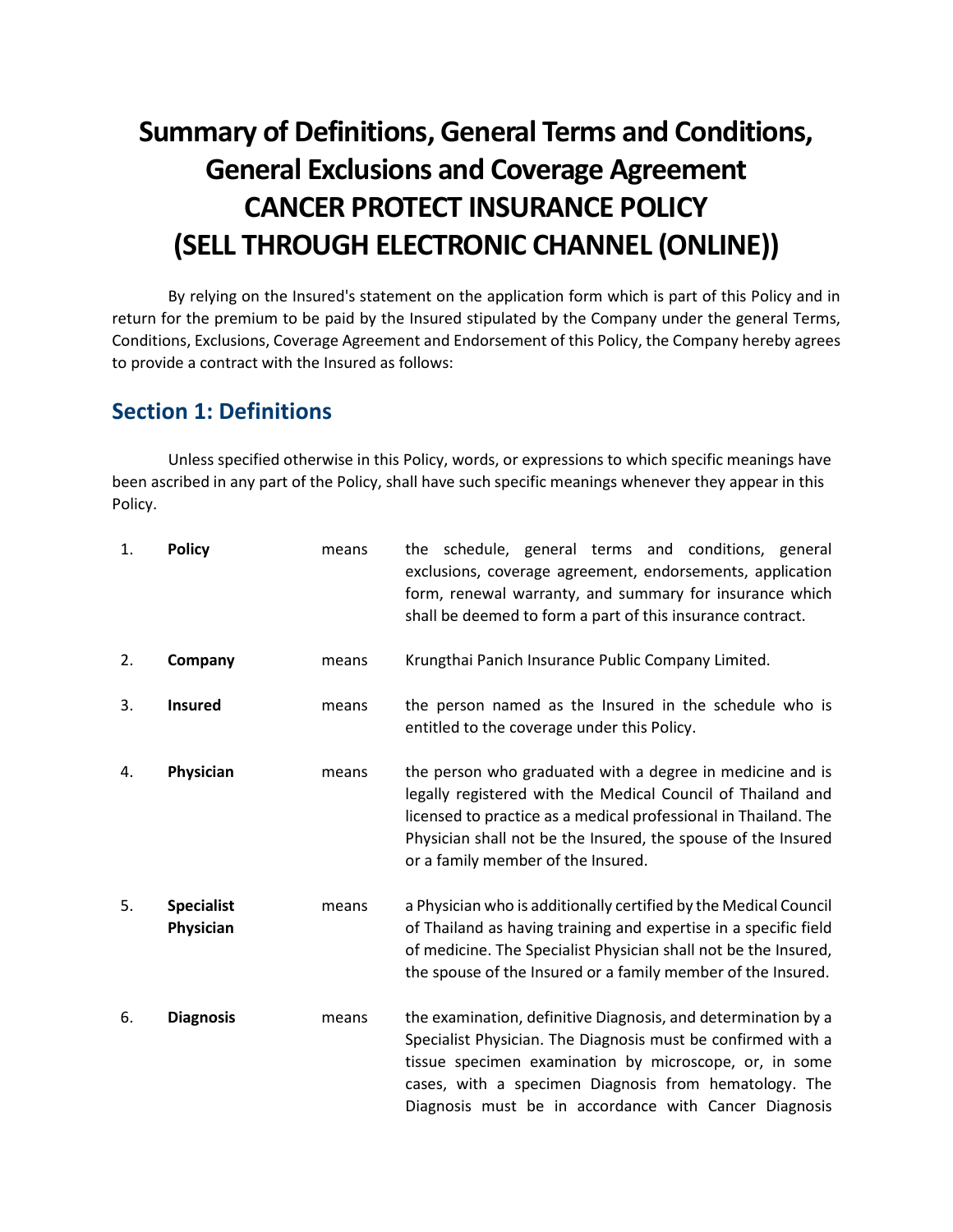# Summary of Definitions, General Terms and Conditions, General Exclusions and Coverage Agreement CANCER PROTECT INSURANCE POLICY (SELL THROUGH ELECTRONIC CHANNEL (ONLINE))

By relying on the Insured's statement on the application form which is part of this Policy and in return for the premium to be paid by the Insured stipulated by the Company under the general Terms, Conditions, Exclusions, Coverage Agreement and Endorsement of this Policy, the Company hereby agrees to provide a contract with the Insured as follows:

## Section 1: Definitions

Unless specified otherwise in this Policy, words, or expressions to which specific meanings have been ascribed in any part of the Policy, shall have such specific meanings whenever they appear in this Policy.

| | | | |
|---|---|---|---|
| 1. | **Policy** | means | the schedule, general terms and conditions, general exclusions, coverage agreement, endorsements, application form, renewal warranty, and summary for insurance which shall be deemed to form a part of this insurance contract. |
| 2. | **Company** | means | Krungthai Panich Insurance Public Company Limited. |
| 3. | **Insured** | means | the person named as the Insured in the schedule who is entitled to the coverage under this Policy. |
| 4. | **Physician** | means | the person who graduated with a degree in medicine and is legally registered with the Medical Council of Thailand and licensed to practice as a medical professional in Thailand. The Physician shall not be the Insured, the spouse of the Insured or a family member of the Insured. |
| 5. | **Specialist Physician** | means | a Physician who is additionally certified by the Medical Council of Thailand as having training and expertise in a specific field of medicine. The Specialist Physician shall not be the Insured, the spouse of the Insured or a family member of the Insured. |
| 6. | **Diagnosis** | means | the examination, definitive Diagnosis, and determination by a Specialist Physician. The Diagnosis must be confirmed with a tissue specimen examination by microscope, or, in some cases, with a specimen Diagnosis from hematology. The Diagnosis must be in accordance with Cancer Diagnosis |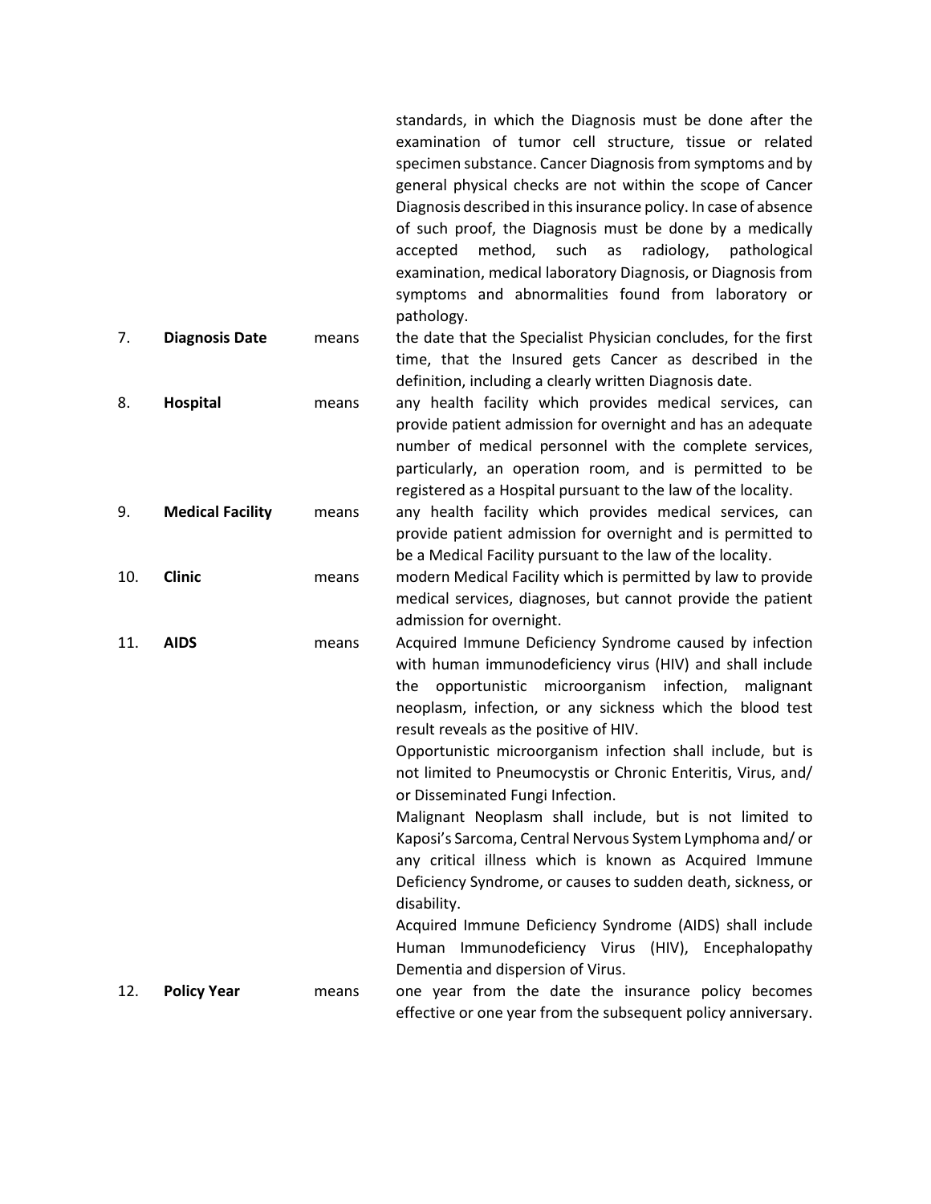standards, in which the Diagnosis must be done after the examination of tumor cell structure, tissue or related specimen substance. Cancer Diagnosis from symptoms and by general physical checks are not within the scope of Cancer Diagnosis described in this insurance policy. In case of absence of such proof, the Diagnosis must be done by a medically accepted method, such as radiology, pathological examination, medical laboratory Diagnosis, or Diagnosis from symptoms and abnormalities found from laboratory or pathology.

| | | | |
|---|---|---|---|
| 7. | **Diagnosis Date** | means | the date that the Specialist Physician concludes, for the first time, that the Insured gets Cancer as described in the definition, including a clearly written Diagnosis date. |
| 8. | **Hospital** | means | any health facility which provides medical services, can provide patient admission for overnight and has an adequate number of medical personnel with the complete services, particularly, an operation room, and is permitted to be registered as a Hospital pursuant to the law of the locality. |
| 9. | **Medical Facility** | means | any health facility which provides medical services, can provide patient admission for overnight and is permitted to be a Medical Facility pursuant to the law of the locality. |
| 10. | **Clinic** | means | modern Medical Facility which is permitted by law to provide medical services, diagnoses, but cannot provide the patient admission for overnight. |
| 11. | **AIDS** | means | Acquired Immune Deficiency Syndrome caused by infection with human immunodeficiency virus (HIV) and shall include the opportunistic microorganism infection, malignant neoplasm, infection, or any sickness which the blood test result reveals as the positive of HIV.<br>Opportunistic microorganism infection shall include, but is not limited to Pneumocystis or Chronic Enteritis, Virus, and/ or Disseminated Fungi Infection.<br>Malignant Neoplasm shall include, but is not limited to Kaposi's Sarcoma, Central Nervous System Lymphoma and/ or any critical illness which is known as Acquired Immune Deficiency Syndrome, or causes to sudden death, sickness, or disability.<br>Acquired Immune Deficiency Syndrome (AIDS) shall include Human Immunodeficiency Virus (HIV), Encephalopathy Dementia and dispersion of Virus. |
| 12. | **Policy Year** | means | one year from the date the insurance policy becomes effective or one year from the subsequent policy anniversary. |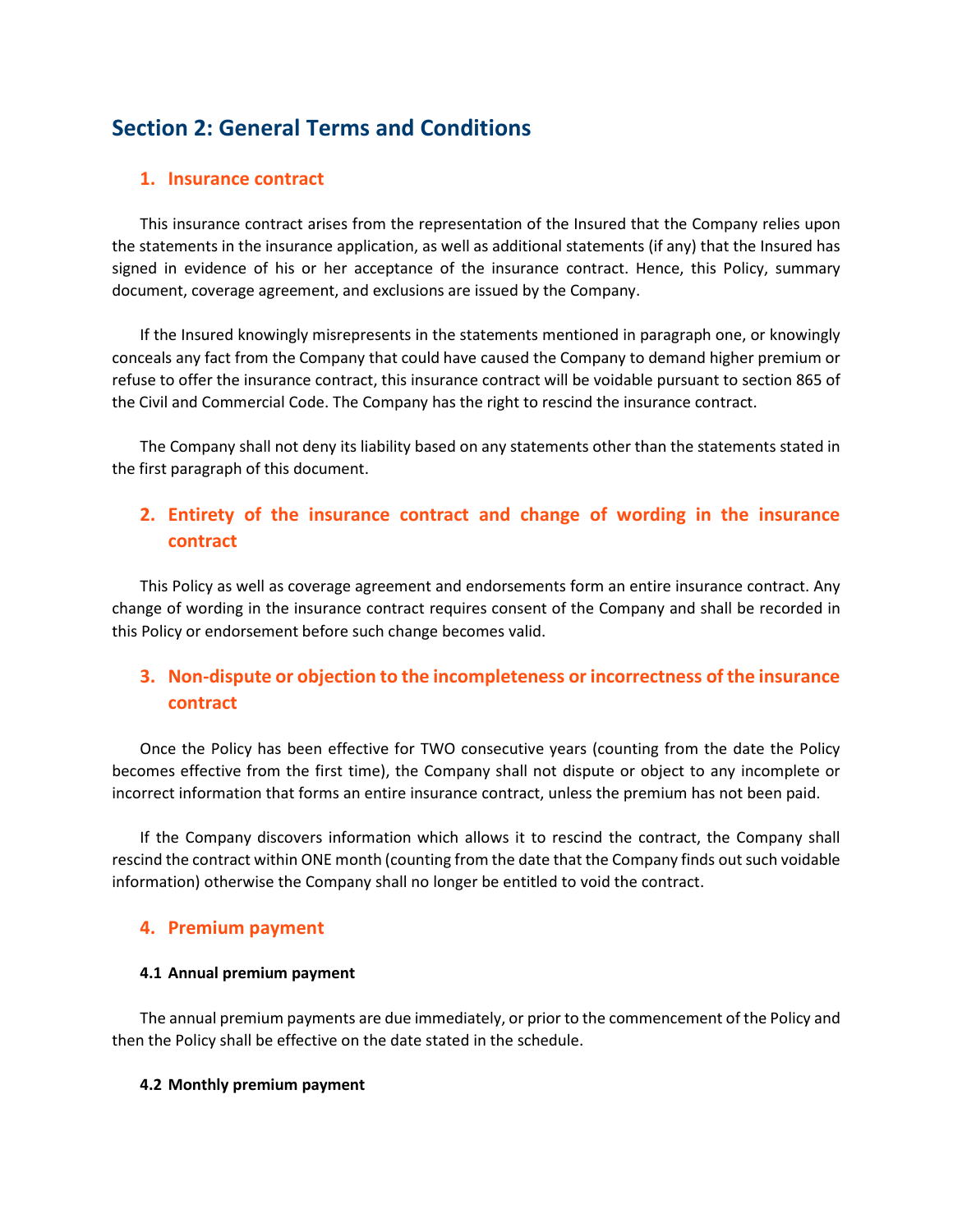# Section 2: General Terms and Conditions

## 1. Insurance contract

This insurance contract arises from the representation of the Insured that the Company relies upon the statements in the insurance application, as well as additional statements (if any) that the Insured has signed in evidence of his or her acceptance of the insurance contract. Hence, this Policy, summary document, coverage agreement, and exclusions are issued by the Company.

If the Insured knowingly misrepresents in the statements mentioned in paragraph one, or knowingly conceals any fact from the Company that could have caused the Company to demand higher premium or refuse to offer the insurance contract, this insurance contract will be voidable pursuant to section 865 of the Civil and Commercial Code. The Company has the right to rescind the insurance contract.

The Company shall not deny its liability based on any statements other than the statements stated in the first paragraph of this document.

## 2. Entirety of the insurance contract and change of wording in the insurance contract

This Policy as well as coverage agreement and endorsements form an entire insurance contract. Any change of wording in the insurance contract requires consent of the Company and shall be recorded in this Policy or endorsement before such change becomes valid.

## 3. Non-dispute or objection to the incompleteness or incorrectness of the insurance contract

Once the Policy has been effective for TWO consecutive years (counting from the date the Policy becomes effective from the first time), the Company shall not dispute or object to any incomplete or incorrect information that forms an entire insurance contract, unless the premium has not been paid.

If the Company discovers information which allows it to rescind the contract, the Company shall rescind the contract within ONE month (counting from the date that the Company finds out such voidable information) otherwise the Company shall no longer be entitled to void the contract.

## 4. Premium payment

### 4.1 Annual premium payment

The annual premium payments are due immediately, or prior to the commencement of the Policy and then the Policy shall be effective on the date stated in the schedule.

### 4.2 Monthly premium payment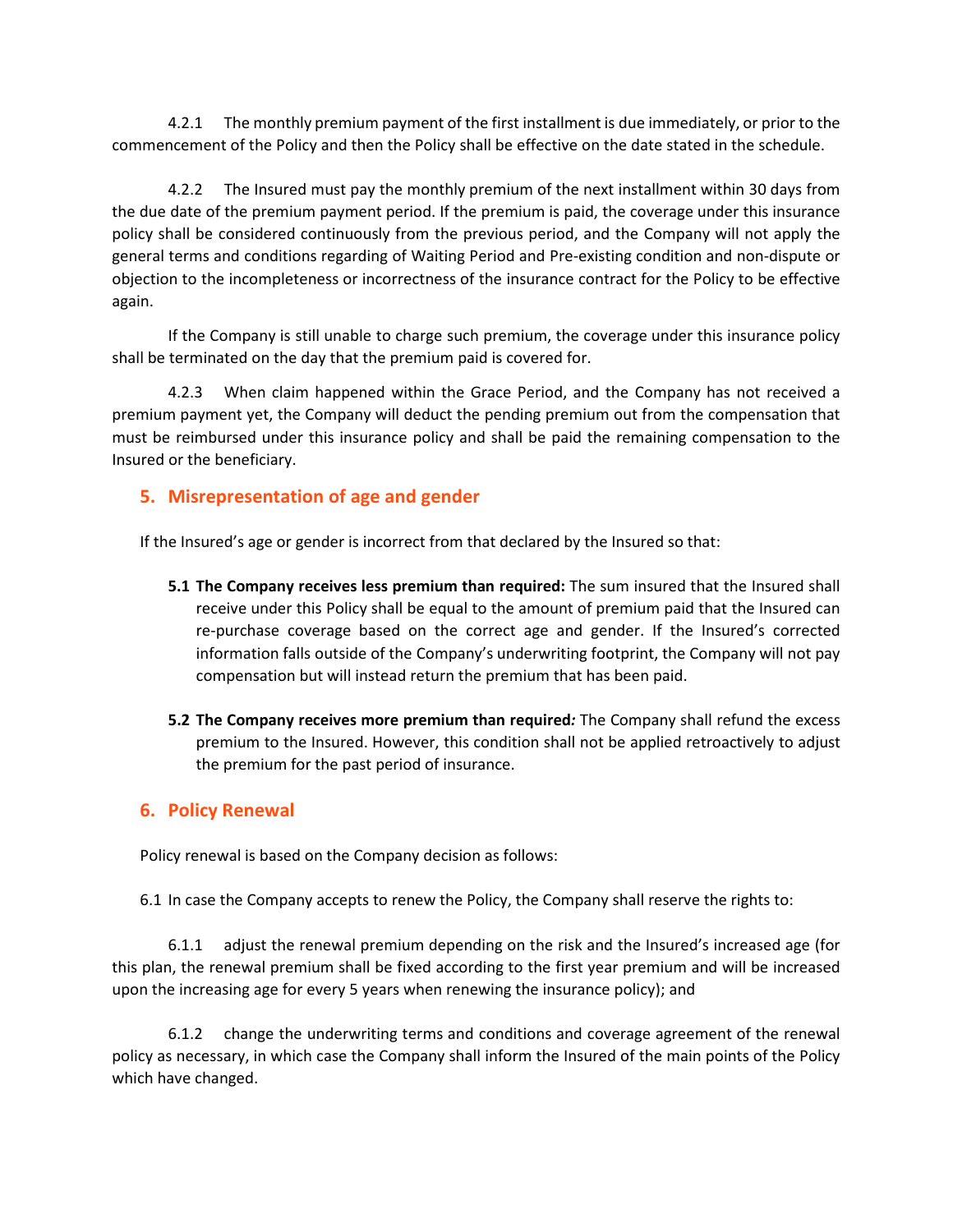4.2.1 The monthly premium payment of the first installment is due immediately, or prior to the commencement of the Policy and then the Policy shall be effective on the date stated in the schedule.

4.2.2 The Insured must pay the monthly premium of the next installment within 30 days from the due date of the premium payment period. If the premium is paid, the coverage under this insurance policy shall be considered continuously from the previous period, and the Company will not apply the general terms and conditions regarding of Waiting Period and Pre-existing condition and non-dispute or objection to the incompleteness or incorrectness of the insurance contract for the Policy to be effective again.

If the Company is still unable to charge such premium, the coverage under this insurance policy shall be terminated on the day that the premium paid is covered for.

4.2.3 When claim happened within the Grace Period, and the Company has not received a premium payment yet, the Company will deduct the pending premium out from the compensation that must be reimbursed under this insurance policy and shall be paid the remaining compensation to the Insured or the beneficiary.

## 5. Misrepresentation of age and gender

If the Insured's age or gender is incorrect from that declared by the Insured so that:

**5.1 The Company receives less premium than required:** The sum insured that the Insured shall receive under this Policy shall be equal to the amount of premium paid that the Insured can re-purchase coverage based on the correct age and gender. If the Insured's corrected information falls outside of the Company's underwriting footprint, the Company will not pay compensation but will instead return the premium that has been paid.

**5.2 The Company receives more premium than required*:*** The Company shall refund the excess premium to the Insured. However, this condition shall not be applied retroactively to adjust the premium for the past period of insurance.

## 6. Policy Renewal

Policy renewal is based on the Company decision as follows:

6.1 In case the Company accepts to renew the Policy, the Company shall reserve the rights to:

6.1.1 adjust the renewal premium depending on the risk and the Insured's increased age (for this plan, the renewal premium shall be fixed according to the first year premium and will be increased upon the increasing age for every 5 years when renewing the insurance policy); and

6.1.2 change the underwriting terms and conditions and coverage agreement of the renewal policy as necessary, in which case the Company shall inform the Insured of the main points of the Policy which have changed.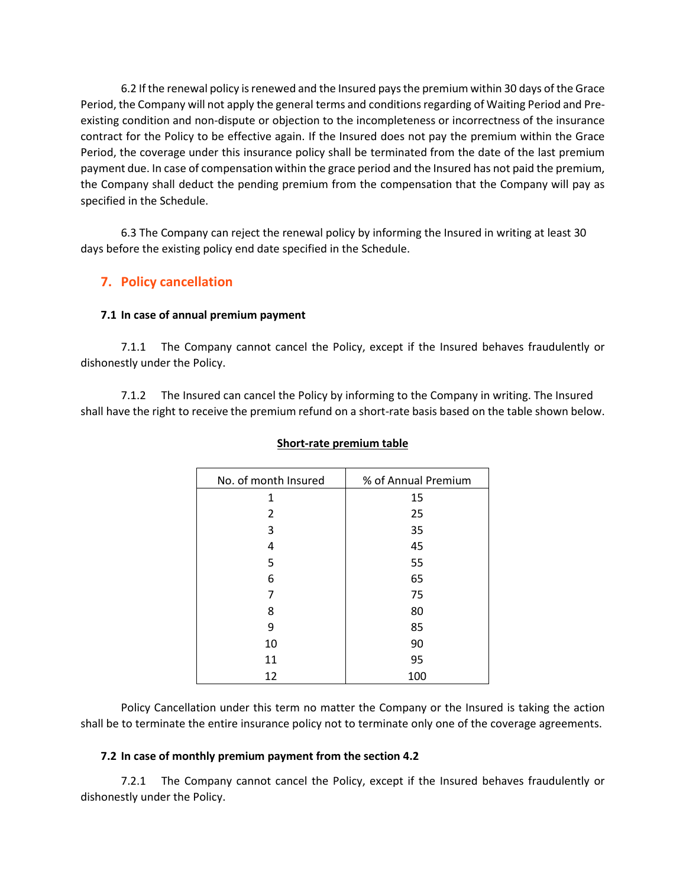6.2 If the renewal policy is renewed and the Insured pays the premium within 30 days of the Grace Period, the Company will not apply the general terms and conditions regarding of Waiting Period and Pre-existing condition and non-dispute or objection to the incompleteness or incorrectness of the insurance contract for the Policy to be effective again. If the Insured does not pay the premium within the Grace Period, the coverage under this insurance policy shall be terminated from the date of the last premium payment due. In case of compensation within the grace period and the Insured has not paid the premium, the Company shall deduct the pending premium from the compensation that the Company will pay as specified in the Schedule.

6.3 The Company can reject the renewal policy by informing the Insured in writing at least 30 days before the existing policy end date specified in the Schedule.

## 7. Policy cancellation

### 7.1 In case of annual premium payment

7.1.1 The Company cannot cancel the Policy, except if the Insured behaves fraudulently or dishonestly under the Policy.

7.1.2 The Insured can cancel the Policy by informing to the Company in writing. The Insured shall have the right to receive the premium refund on a short-rate basis based on the table shown below.

**Short-rate premium table**

| No. of month Insured | % of Annual Premium |
|---|---|
| 1 | 15 |
| 2 | 25 |
| 3 | 35 |
| 4 | 45 |
| 5 | 55 |
| 6 | 65 |
| 7 | 75 |
| 8 | 80 |
| 9 | 85 |
| 10 | 90 |
| 11 | 95 |
| 12 | 100 |

Policy Cancellation under this term no matter the Company or the Insured is taking the action shall be to terminate the entire insurance policy not to terminate only one of the coverage agreements.

### 7.2 In case of monthly premium payment from the section 4.2

7.2.1 The Company cannot cancel the Policy, except if the Insured behaves fraudulently or dishonestly under the Policy.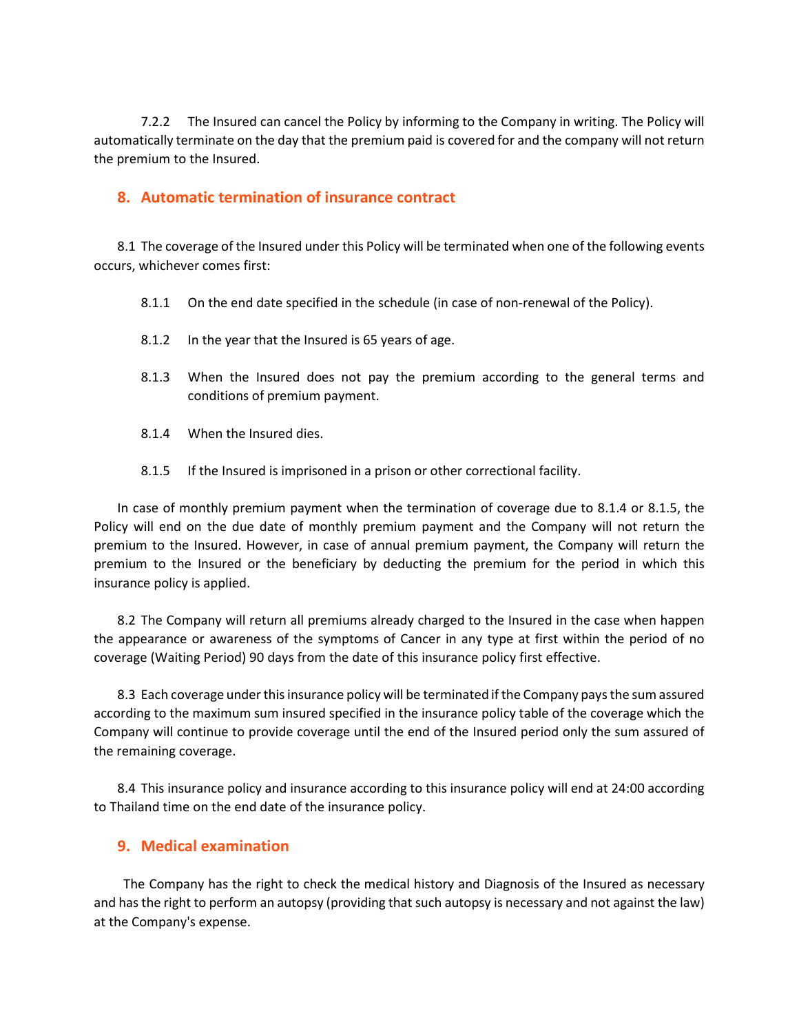7.2.2 The Insured can cancel the Policy by informing to the Company in writing. The Policy will automatically terminate on the day that the premium paid is covered for and the company will not return the premium to the Insured.

## 8. Automatic termination of insurance contract

8.1 The coverage of the Insured under this Policy will be terminated when one of the following events occurs, whichever comes first:

8.1.1 On the end date specified in the schedule (in case of non-renewal of the Policy).

8.1.2 In the year that the Insured is 65 years of age.

8.1.3 When the Insured does not pay the premium according to the general terms and conditions of premium payment.

8.1.4 When the Insured dies.

8.1.5 If the Insured is imprisoned in a prison or other correctional facility.

In case of monthly premium payment when the termination of coverage due to 8.1.4 or 8.1.5, the Policy will end on the due date of monthly premium payment and the Company will not return the premium to the Insured. However, in case of annual premium payment, the Company will return the premium to the Insured or the beneficiary by deducting the premium for the period in which this insurance policy is applied.

8.2 The Company will return all premiums already charged to the Insured in the case when happen the appearance or awareness of the symptoms of Cancer in any type at first within the period of no coverage (Waiting Period) 90 days from the date of this insurance policy first effective.

8.3 Each coverage under this insurance policy will be terminated if the Company pays the sum assured according to the maximum sum insured specified in the insurance policy table of the coverage which the Company will continue to provide coverage until the end of the Insured period only the sum assured of the remaining coverage.

8.4 This insurance policy and insurance according to this insurance policy will end at 24:00 according to Thailand time on the end date of the insurance policy.

## 9. Medical examination

The Company has the right to check the medical history and Diagnosis of the Insured as necessary and has the right to perform an autopsy (providing that such autopsy is necessary and not against the law) at the Company's expense.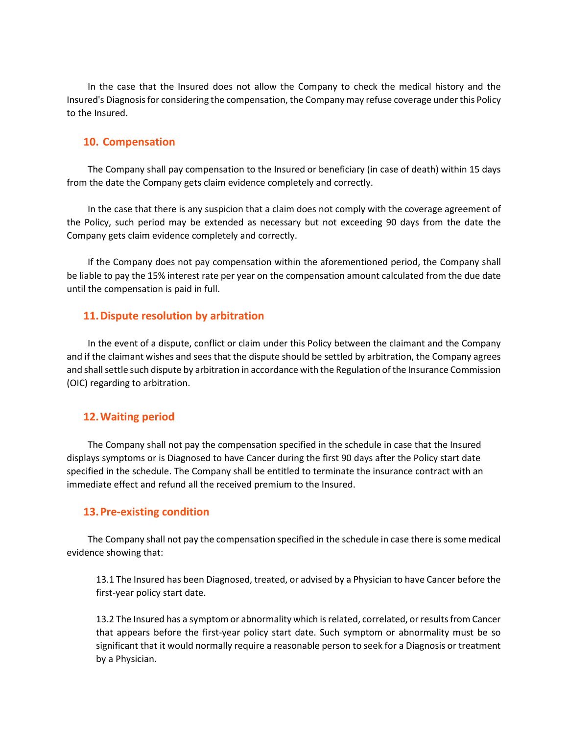In the case that the Insured does not allow the Company to check the medical history and the Insured's Diagnosis for considering the compensation, the Company may refuse coverage under this Policy to the Insured.

## 10. Compensation

The Company shall pay compensation to the Insured or beneficiary (in case of death) within 15 days from the date the Company gets claim evidence completely and correctly.

In the case that there is any suspicion that a claim does not comply with the coverage agreement of the Policy, such period may be extended as necessary but not exceeding 90 days from the date the Company gets claim evidence completely and correctly.

If the Company does not pay compensation within the aforementioned period, the Company shall be liable to pay the 15% interest rate per year on the compensation amount calculated from the due date until the compensation is paid in full.

## 11. Dispute resolution by arbitration

In the event of a dispute, conflict or claim under this Policy between the claimant and the Company and if the claimant wishes and sees that the dispute should be settled by arbitration, the Company agrees and shall settle such dispute by arbitration in accordance with the Regulation of the Insurance Commission (OIC) regarding to arbitration.

## 12. Waiting period

The Company shall not pay the compensation specified in the schedule in case that the Insured displays symptoms or is Diagnosed to have Cancer during the first 90 days after the Policy start date specified in the schedule. The Company shall be entitled to terminate the insurance contract with an immediate effect and refund all the received premium to the Insured.

## 13. Pre-existing condition

The Company shall not pay the compensation specified in the schedule in case there is some medical evidence showing that:

13.1 The Insured has been Diagnosed, treated, or advised by a Physician to have Cancer before the first-year policy start date.

13.2 The Insured has a symptom or abnormality which is related, correlated, or results from Cancer that appears before the first-year policy start date. Such symptom or abnormality must be so significant that it would normally require a reasonable person to seek for a Diagnosis or treatment by a Physician.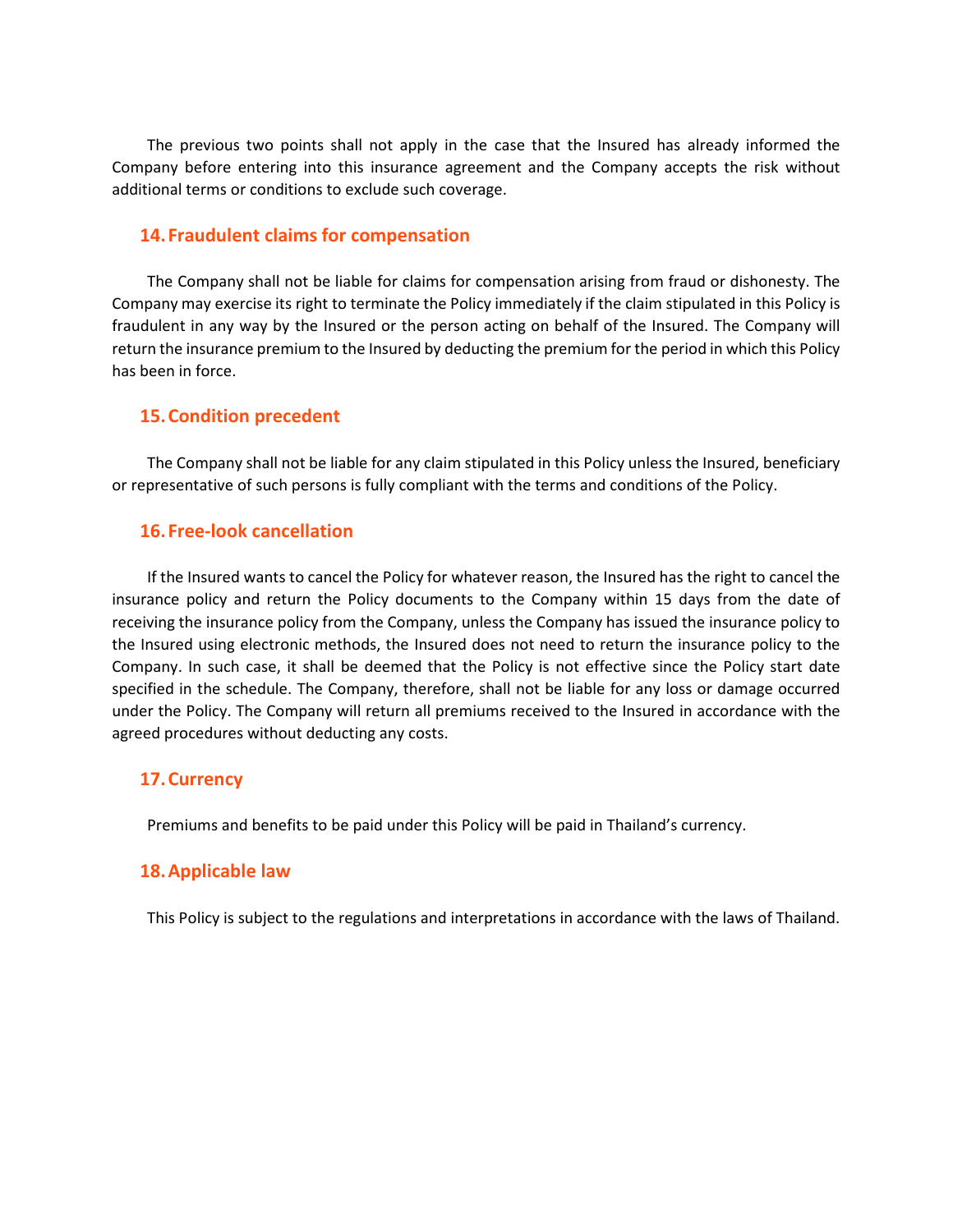The previous two points shall not apply in the case that the Insured has already informed the Company before entering into this insurance agreement and the Company accepts the risk without additional terms or conditions to exclude such coverage.

## 14. Fraudulent claims for compensation

The Company shall not be liable for claims for compensation arising from fraud or dishonesty. The Company may exercise its right to terminate the Policy immediately if the claim stipulated in this Policy is fraudulent in any way by the Insured or the person acting on behalf of the Insured. The Company will return the insurance premium to the Insured by deducting the premium for the period in which this Policy has been in force.

## 15. Condition precedent

The Company shall not be liable for any claim stipulated in this Policy unless the Insured, beneficiary or representative of such persons is fully compliant with the terms and conditions of the Policy.

## 16. Free-look cancellation

If the Insured wants to cancel the Policy for whatever reason, the Insured has the right to cancel the insurance policy and return the Policy documents to the Company within 15 days from the date of receiving the insurance policy from the Company, unless the Company has issued the insurance policy to the Insured using electronic methods, the Insured does not need to return the insurance policy to the Company. In such case, it shall be deemed that the Policy is not effective since the Policy start date specified in the schedule. The Company, therefore, shall not be liable for any loss or damage occurred under the Policy. The Company will return all premiums received to the Insured in accordance with the agreed procedures without deducting any costs.

## 17. Currency

Premiums and benefits to be paid under this Policy will be paid in Thailand's currency.

## 18. Applicable law

This Policy is subject to the regulations and interpretations in accordance with the laws of Thailand.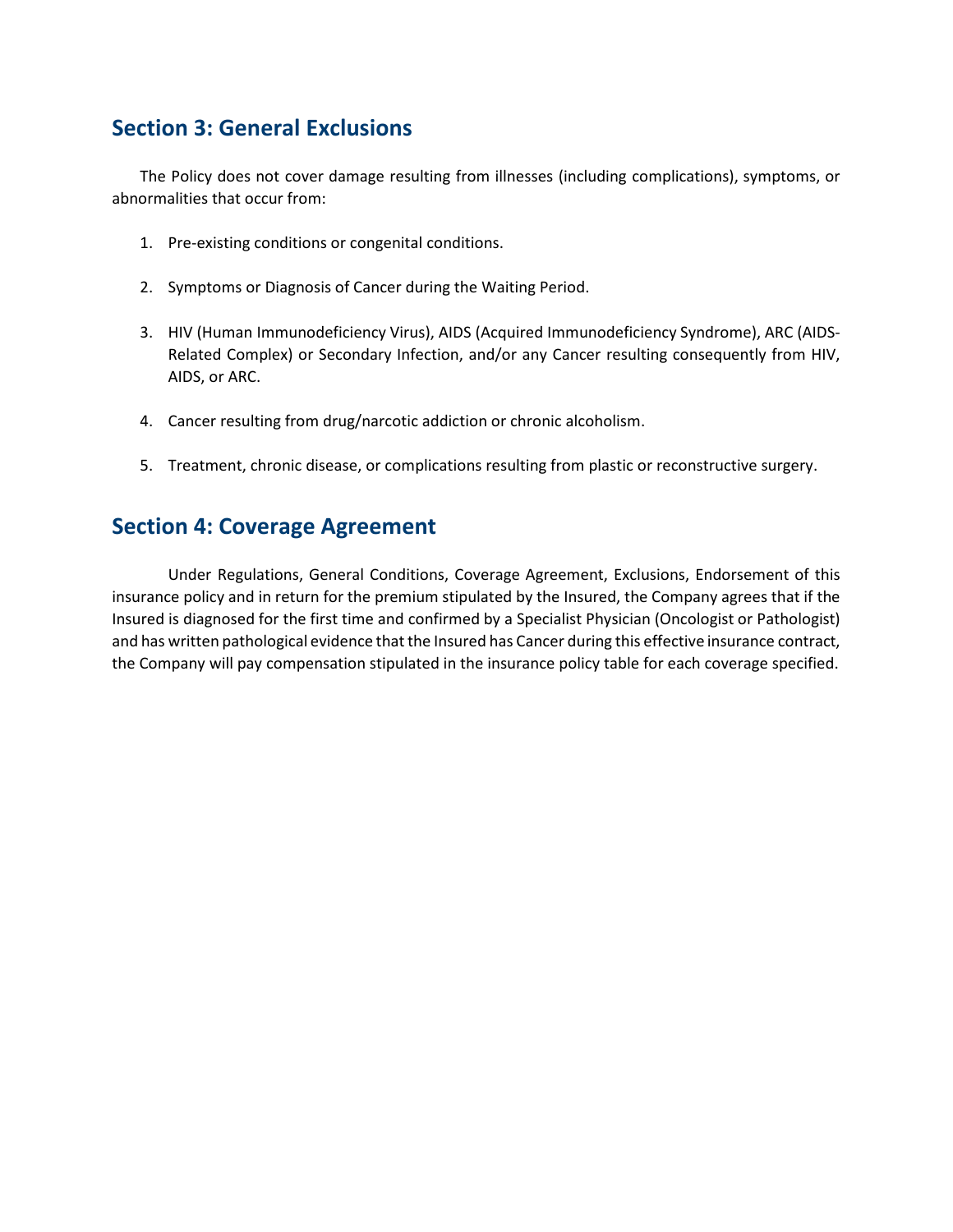## Section 3: General Exclusions

The Policy does not cover damage resulting from illnesses (including complications), symptoms, or abnormalities that occur from:

1. Pre-existing conditions or congenital conditions.
2. Symptoms or Diagnosis of Cancer during the Waiting Period.
3. HIV (Human Immunodeficiency Virus), AIDS (Acquired Immunodeficiency Syndrome), ARC (AIDS-Related Complex) or Secondary Infection, and/or any Cancer resulting consequently from HIV, AIDS, or ARC.
4. Cancer resulting from drug/narcotic addiction or chronic alcoholism.
5. Treatment, chronic disease, or complications resulting from plastic or reconstructive surgery.

## Section 4: Coverage Agreement

Under Regulations, General Conditions, Coverage Agreement, Exclusions, Endorsement of this insurance policy and in return for the premium stipulated by the Insured, the Company agrees that if the Insured is diagnosed for the first time and confirmed by a Specialist Physician (Oncologist or Pathologist) and has written pathological evidence that the Insured has Cancer during this effective insurance contract, the Company will pay compensation stipulated in the insurance policy table for each coverage specified.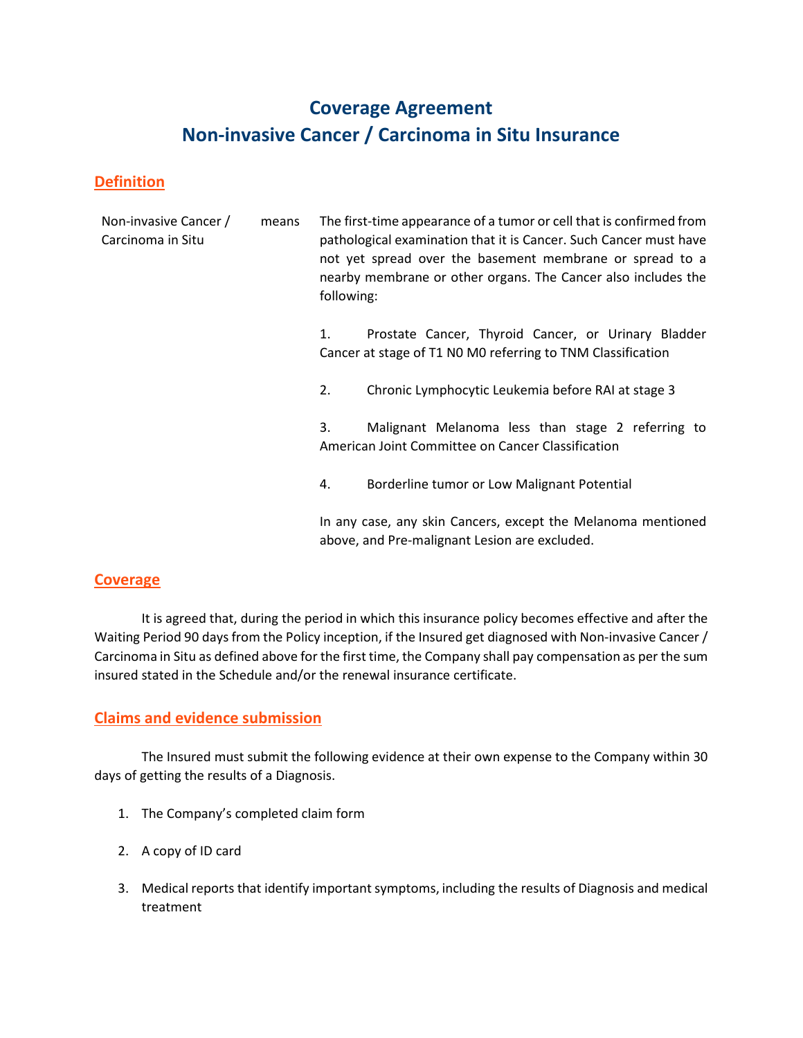# Coverage Agreement
# Non-invasive Cancer / Carcinoma in Situ Insurance

## Definition

**Non-invasive Cancer / Carcinoma in Situ** means The first-time appearance of a tumor or cell that is confirmed from pathological examination that it is Cancer. Such Cancer must have not yet spread over the basement membrane or spread to a nearby membrane or other organs. The Cancer also includes the following:

1. Prostate Cancer, Thyroid Cancer, or Urinary Bladder Cancer at stage of T1 N0 M0 referring to TNM Classification

2. Chronic Lymphocytic Leukemia before RAI at stage 3

3. Malignant Melanoma less than stage 2 referring to American Joint Committee on Cancer Classification

4. Borderline tumor or Low Malignant Potential

In any case, any skin Cancers, except the Melanoma mentioned above, and Pre-malignant Lesion are excluded.

## Coverage

It is agreed that, during the period in which this insurance policy becomes effective and after the Waiting Period 90 days from the Policy inception, if the Insured get diagnosed with Non-invasive Cancer / Carcinoma in Situ as defined above for the first time, the Company shall pay compensation as per the sum insured stated in the Schedule and/or the renewal insurance certificate.

## Claims and evidence submission

The Insured must submit the following evidence at their own expense to the Company within 30 days of getting the results of a Diagnosis.

1. The Company's completed claim form
2. A copy of ID card
3. Medical reports that identify important symptoms, including the results of Diagnosis and medical treatment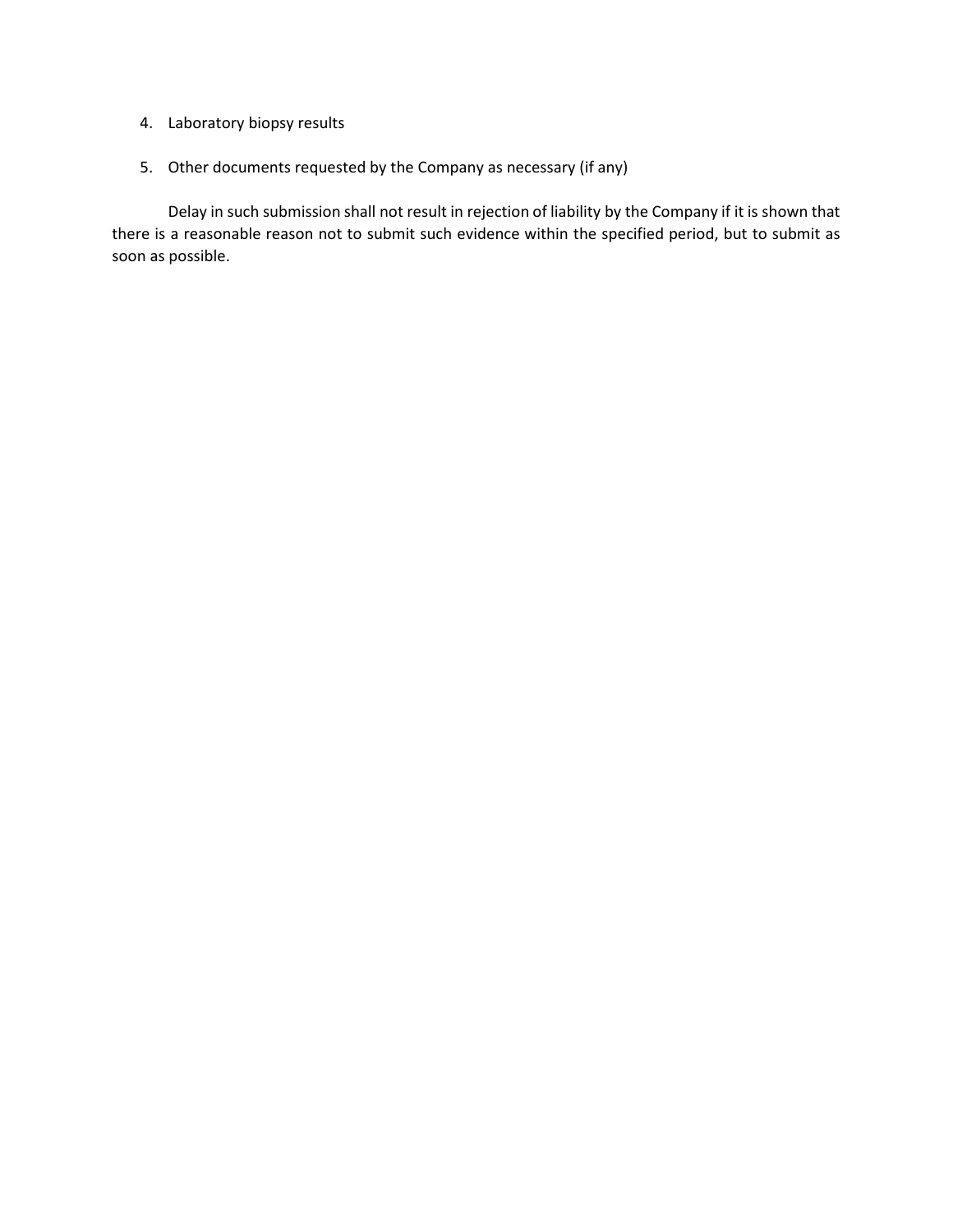4. Laboratory biopsy results
5. Other documents requested by the Company as necessary (if any)

Delay in such submission shall not result in rejection of liability by the Company if it is shown that there is a reasonable reason not to submit such evidence within the specified period, but to submit as soon as possible.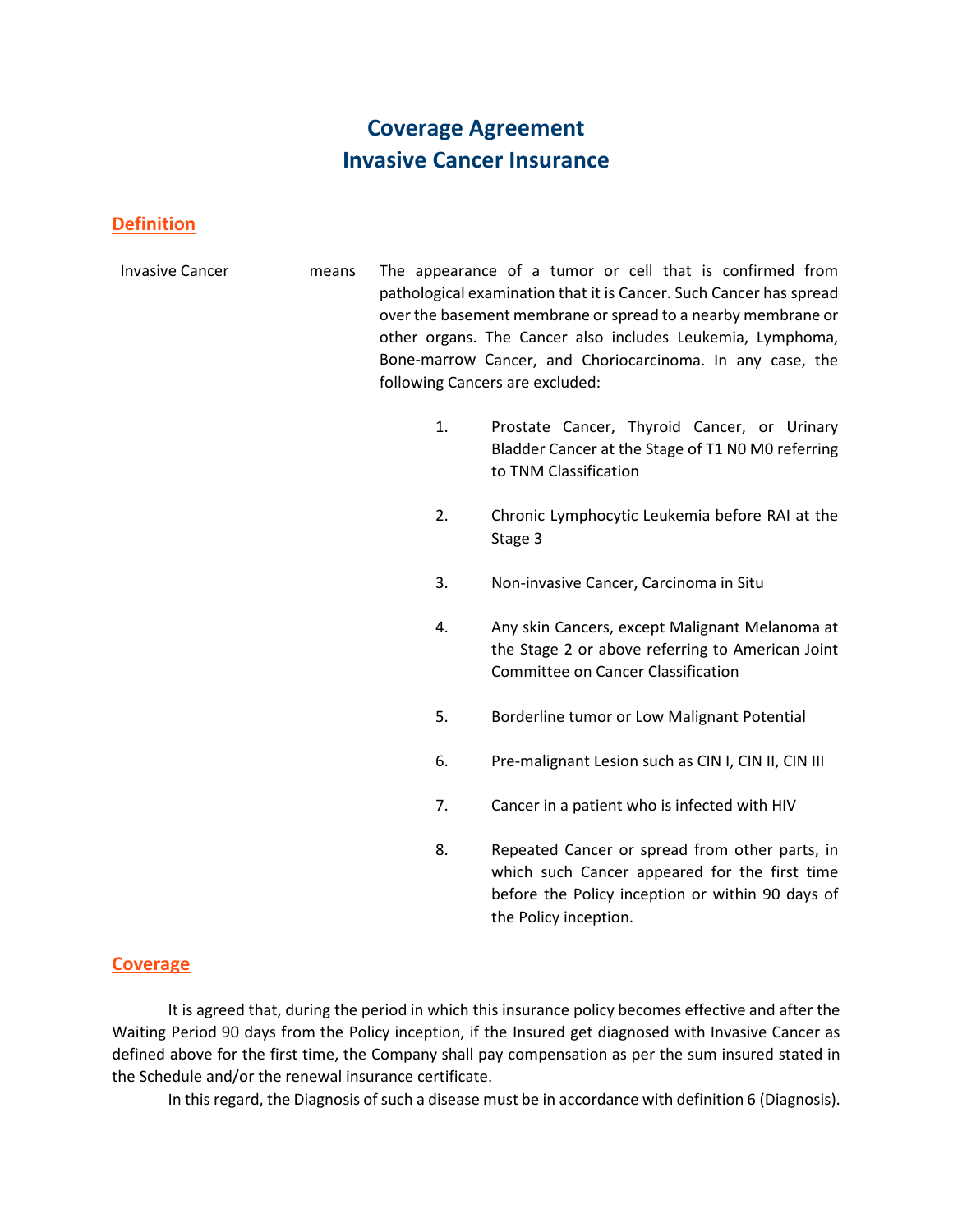# Coverage Agreement
# Invasive Cancer Insurance

## Definition

**Invasive Cancer** means The appearance of a tumor or cell that is confirmed from pathological examination that it is Cancer. Such Cancer has spread over the basement membrane or spread to a nearby membrane or other organs. The Cancer also includes Leukemia, Lymphoma, Bone-marrow Cancer, and Choriocarcinoma. In any case, the following Cancers are excluded:

1. Prostate Cancer, Thyroid Cancer, or Urinary Bladder Cancer at the Stage of T1 N0 M0 referring to TNM Classification
2. Chronic Lymphocytic Leukemia before RAI at the Stage 3
3. Non-invasive Cancer, Carcinoma in Situ
4. Any skin Cancers, except Malignant Melanoma at the Stage 2 or above referring to American Joint Committee on Cancer Classification
5. Borderline tumor or Low Malignant Potential
6. Pre-malignant Lesion such as CIN I, CIN II, CIN III
7. Cancer in a patient who is infected with HIV
8. Repeated Cancer or spread from other parts, in which such Cancer appeared for the first time before the Policy inception or within 90 days of the Policy inception.

## Coverage

It is agreed that, during the period in which this insurance policy becomes effective and after the Waiting Period 90 days from the Policy inception, if the Insured get diagnosed with Invasive Cancer as defined above for the first time, the Company shall pay compensation as per the sum insured stated in the Schedule and/or the renewal insurance certificate.

In this regard, the Diagnosis of such a disease must be in accordance with definition 6 (Diagnosis).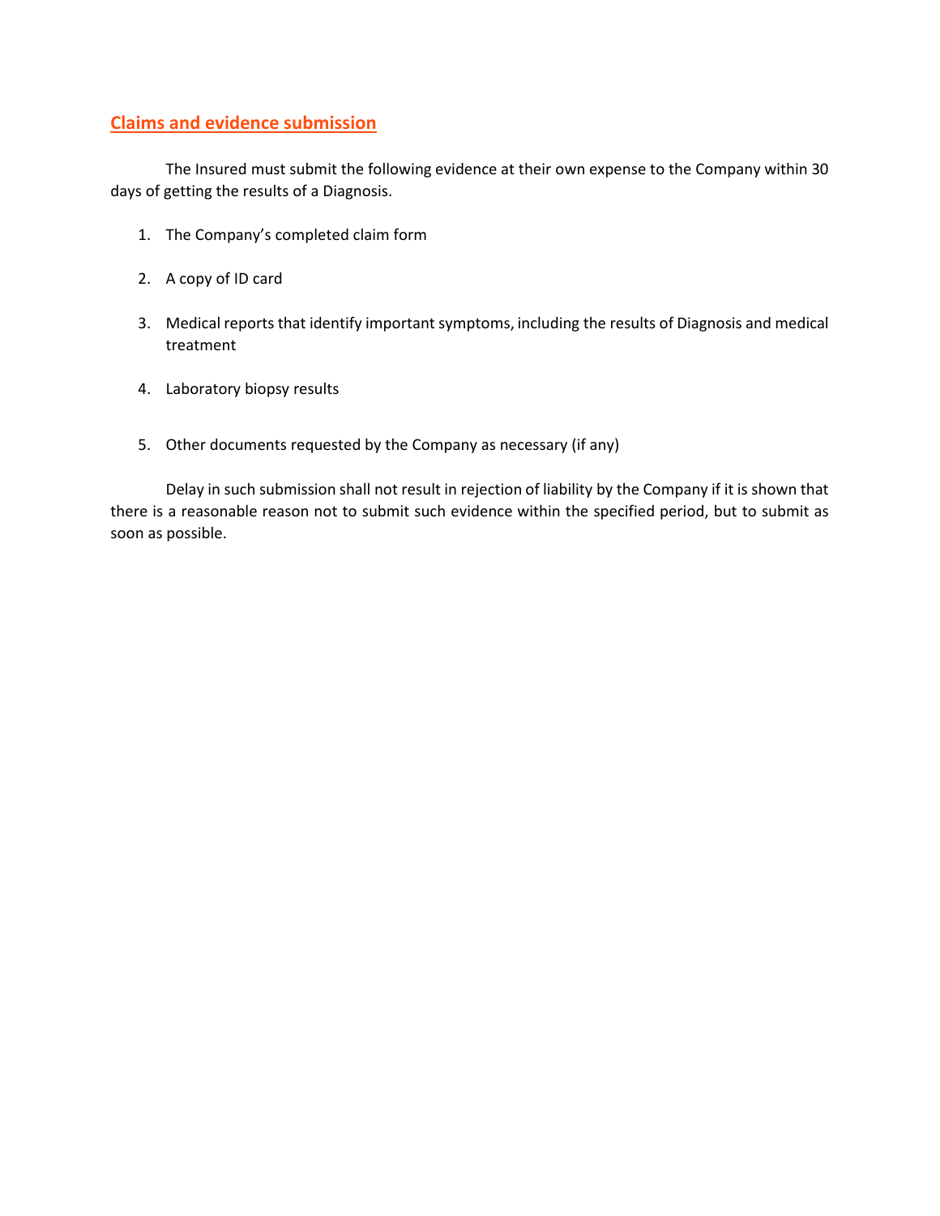## Claims and evidence submission

The Insured must submit the following evidence at their own expense to the Company within 30 days of getting the results of a Diagnosis.

1. The Company's completed claim form
2. A copy of ID card
3. Medical reports that identify important symptoms, including the results of Diagnosis and medical treatment
4. Laboratory biopsy results
5. Other documents requested by the Company as necessary (if any)

Delay in such submission shall not result in rejection of liability by the Company if it is shown that there is a reasonable reason not to submit such evidence within the specified period, but to submit as soon as possible.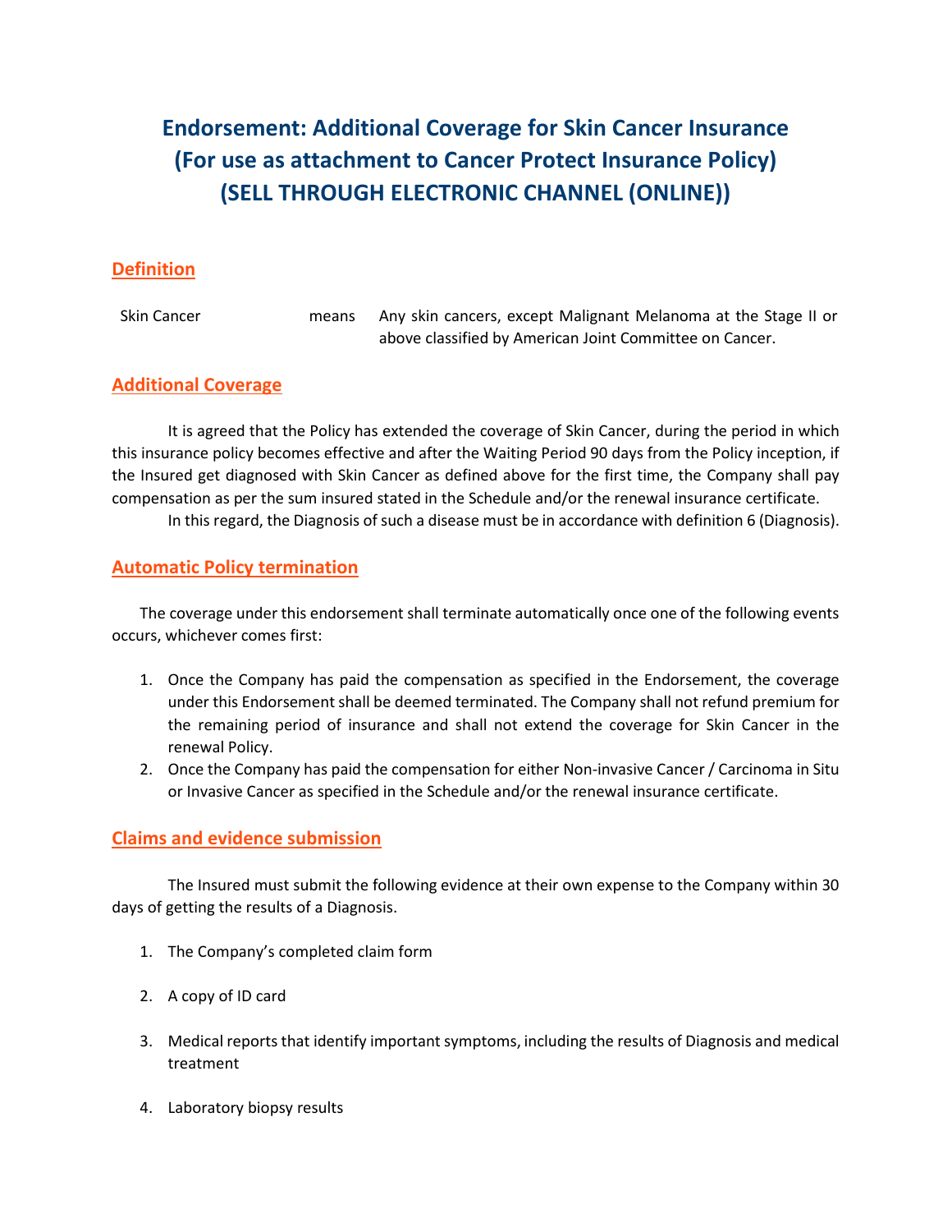# Endorsement: Additional Coverage for Skin Cancer Insurance (For use as attachment to Cancer Protect Insurance Policy) (SELL THROUGH ELECTRONIC CHANNEL (ONLINE))

## Definition

| Skin Cancer | means | Any skin cancers, except Malignant Melanoma at the Stage II or above classified by American Joint Committee on Cancer. |
|---|---|---|

## Additional Coverage

It is agreed that the Policy has extended the coverage of Skin Cancer, during the period in which this insurance policy becomes effective and after the Waiting Period 90 days from the Policy inception, if the Insured get diagnosed with Skin Cancer as defined above for the first time, the Company shall pay compensation as per the sum insured stated in the Schedule and/or the renewal insurance certificate.

In this regard, the Diagnosis of such a disease must be in accordance with definition 6 (Diagnosis).

## Automatic Policy termination

The coverage under this endorsement shall terminate automatically once one of the following events occurs, whichever comes first:

1. Once the Company has paid the compensation as specified in the Endorsement, the coverage under this Endorsement shall be deemed terminated. The Company shall not refund premium for the remaining period of insurance and shall not extend the coverage for Skin Cancer in the renewal Policy.
2. Once the Company has paid the compensation for either Non-invasive Cancer / Carcinoma in Situ or Invasive Cancer as specified in the Schedule and/or the renewal insurance certificate.

## Claims and evidence submission

The Insured must submit the following evidence at their own expense to the Company within 30 days of getting the results of a Diagnosis.

1. The Company's completed claim form
2. A copy of ID card
3. Medical reports that identify important symptoms, including the results of Diagnosis and medical treatment
4. Laboratory biopsy results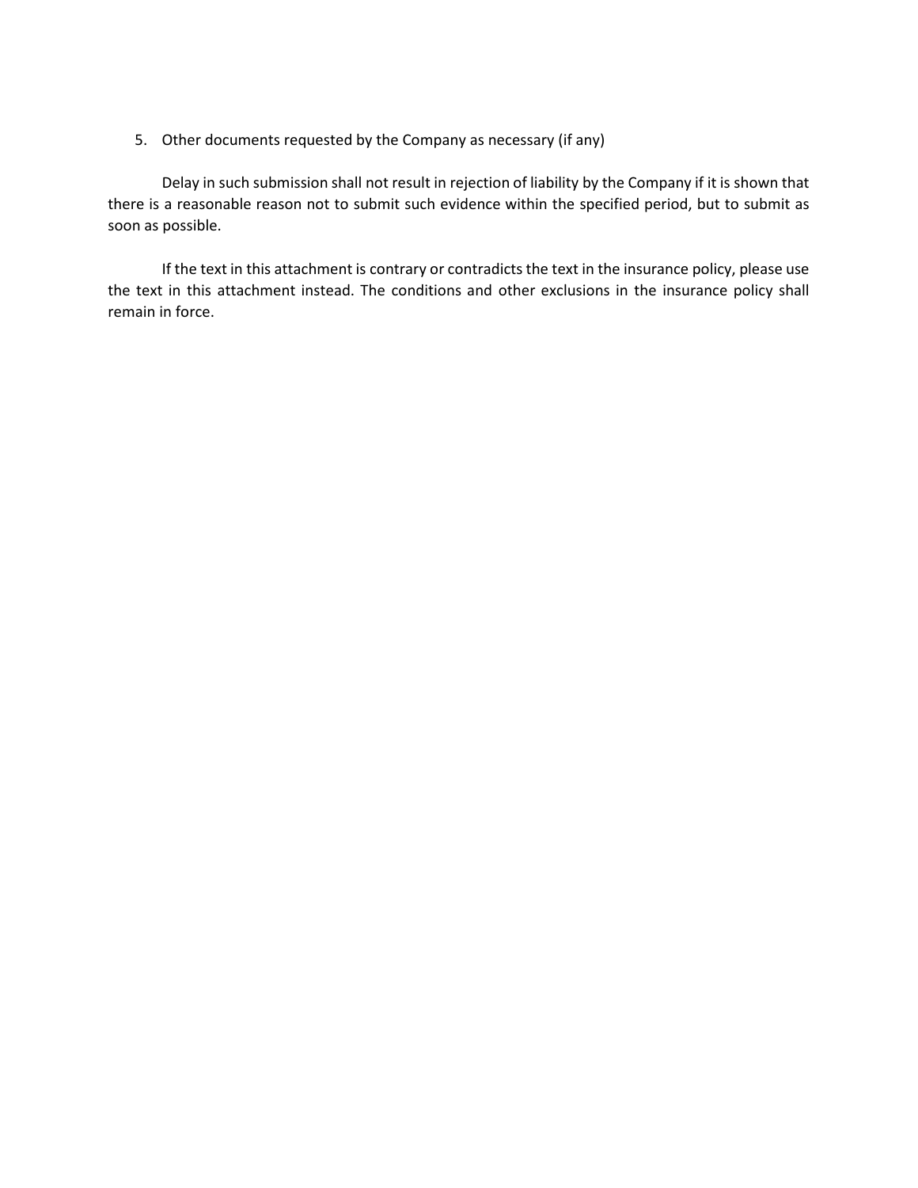5. Other documents requested by the Company as necessary (if any)

Delay in such submission shall not result in rejection of liability by the Company if it is shown that there is a reasonable reason not to submit such evidence within the specified period, but to submit as soon as possible.

If the text in this attachment is contrary or contradicts the text in the insurance policy, please use the text in this attachment instead. The conditions and other exclusions in the insurance policy shall remain in force.